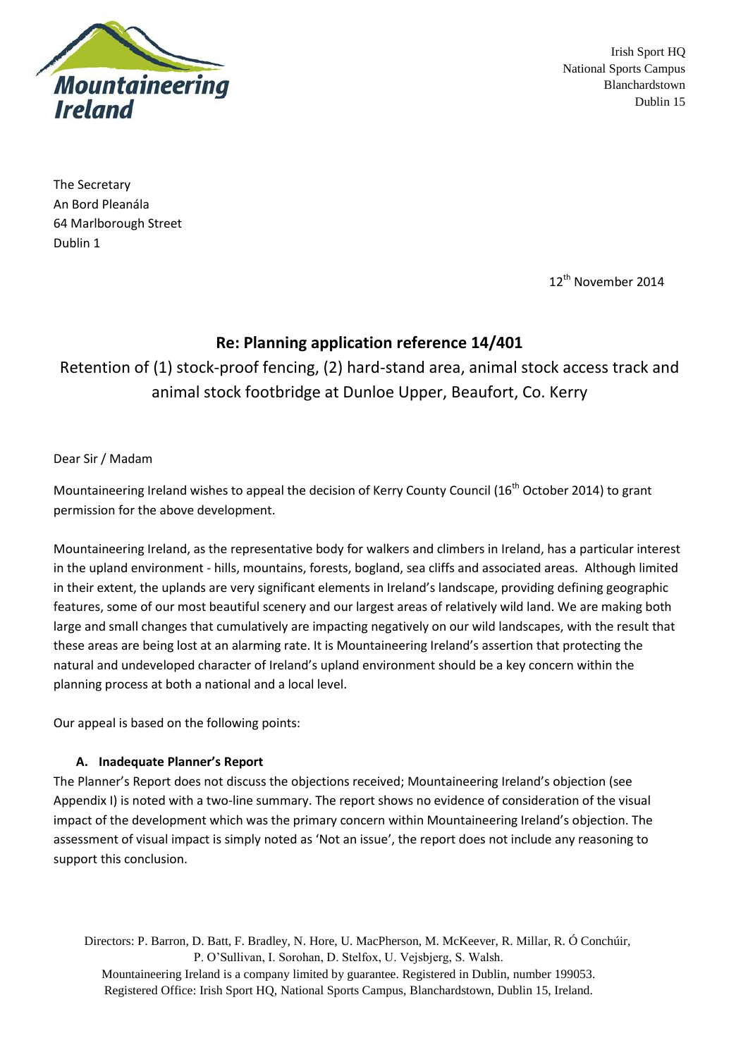Mountaineering Ireland

Irish Sport HQ
National Sports Campus
Blanchardstown
Dublin 15

The Secretary
An Bord Pleanála
64 Marlborough Street
Dublin 1

12th November 2014

## Re: Planning application reference 14/401

Retention of (1) stock-proof fencing, (2) hard-stand area, animal stock access track and animal stock footbridge at Dunloe Upper, Beaufort, Co. Kerry

Dear Sir / Madam

Mountaineering Ireland wishes to appeal the decision of Kerry County Council (16th October 2014) to grant permission for the above development.

Mountaineering Ireland, as the representative body for walkers and climbers in Ireland, has a particular interest in the upland environment - hills, mountains, forests, bogland, sea cliffs and associated areas. Although limited in their extent, the uplands are very significant elements in Ireland's landscape, providing defining geographic features, some of our most beautiful scenery and our largest areas of relatively wild land. We are making both large and small changes that cumulatively are impacting negatively on our wild landscapes, with the result that these areas are being lost at an alarming rate. It is Mountaineering Ireland's assertion that protecting the natural and undeveloped character of Ireland's upland environment should be a key concern within the planning process at both a national and a local level.

Our appeal is based on the following points:

**A. Inadequate Planner's Report**

The Planner's Report does not discuss the objections received; Mountaineering Ireland's objection (see Appendix I) is noted with a two-line summary. The report shows no evidence of consideration of the visual impact of the development which was the primary concern within Mountaineering Ireland's objection. The assessment of visual impact is simply noted as 'Not an issue', the report does not include any reasoning to support this conclusion.

Directors: P. Barron, D. Batt, F. Bradley, N. Hore, U. MacPherson, M. McKeever, R. Millar, R. Ó Conchúir, P. O'Sullivan, I. Sorohan, D. Stelfox, U. Vejsbjerg, S. Walsh.
Mountaineering Ireland is a company limited by guarantee. Registered in Dublin, number 199053.
Registered Office: Irish Sport HQ, National Sports Campus, Blanchardstown, Dublin 15, Ireland.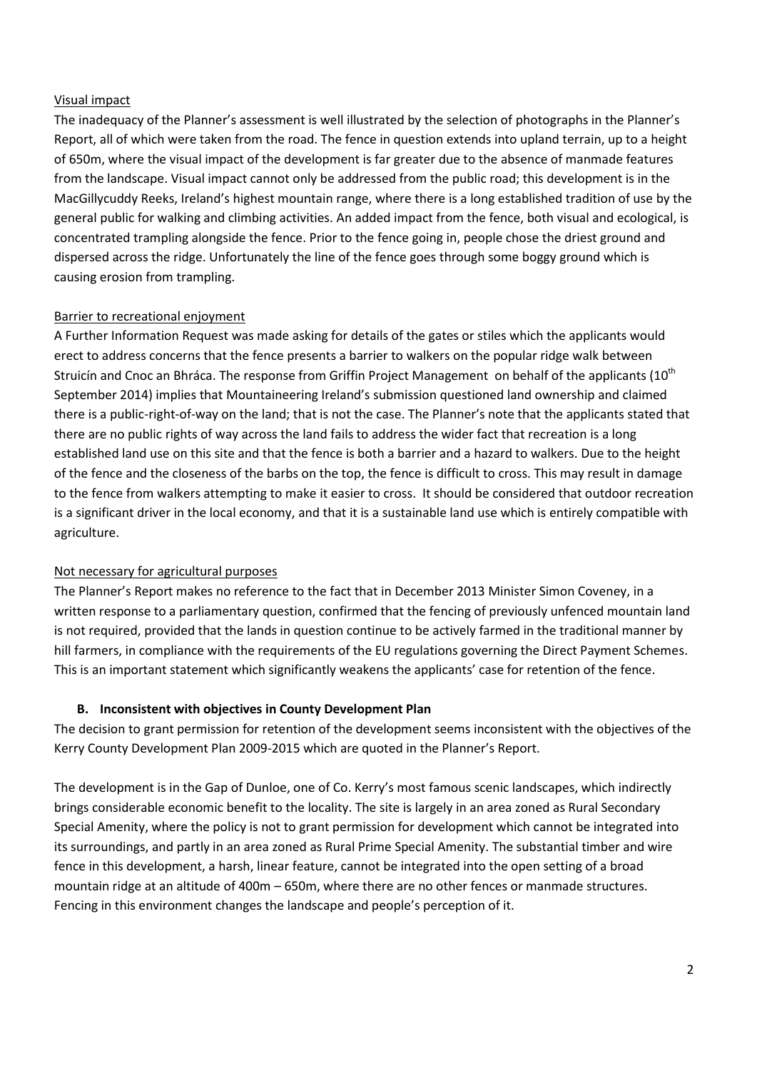Visual impact

The inadequacy of the Planner's assessment is well illustrated by the selection of photographs in the Planner's Report, all of which were taken from the road. The fence in question extends into upland terrain, up to a height of 650m, where the visual impact of the development is far greater due to the absence of manmade features from the landscape. Visual impact cannot only be addressed from the public road; this development is in the MacGillycuddy Reeks, Ireland's highest mountain range, where there is a long established tradition of use by the general public for walking and climbing activities. An added impact from the fence, both visual and ecological, is concentrated trampling alongside the fence. Prior to the fence going in, people chose the driest ground and dispersed across the ridge. Unfortunately the line of the fence goes through some boggy ground which is causing erosion from trampling.

Barrier to recreational enjoyment

A Further Information Request was made asking for details of the gates or stiles which the applicants would erect to address concerns that the fence presents a barrier to walkers on the popular ridge walk between Struicín and Cnoc an Bhráca. The response from Griffin Project Management on behalf of the applicants (10th September 2014) implies that Mountaineering Ireland's submission questioned land ownership and claimed there is a public-right-of-way on the land; that is not the case. The Planner's note that the applicants stated that there are no public rights of way across the land fails to address the wider fact that recreation is a long established land use on this site and that the fence is both a barrier and a hazard to walkers. Due to the height of the fence and the closeness of the barbs on the top, the fence is difficult to cross. This may result in damage to the fence from walkers attempting to make it easier to cross. It should be considered that outdoor recreation is a significant driver in the local economy, and that it is a sustainable land use which is entirely compatible with agriculture.

Not necessary for agricultural purposes

The Planner's Report makes no reference to the fact that in December 2013 Minister Simon Coveney, in a written response to a parliamentary question, confirmed that the fencing of previously unfenced mountain land is not required, provided that the lands in question continue to be actively farmed in the traditional manner by hill farmers, in compliance with the requirements of the EU regulations governing the Direct Payment Schemes. This is an important statement which significantly weakens the applicants' case for retention of the fence.

**B. Inconsistent with objectives in County Development Plan**

The decision to grant permission for retention of the development seems inconsistent with the objectives of the Kerry County Development Plan 2009-2015 which are quoted in the Planner's Report.

The development is in the Gap of Dunloe, one of Co. Kerry's most famous scenic landscapes, which indirectly brings considerable economic benefit to the locality. The site is largely in an area zoned as Rural Secondary Special Amenity, where the policy is not to grant permission for development which cannot be integrated into its surroundings, and partly in an area zoned as Rural Prime Special Amenity. The substantial timber and wire fence in this development, a harsh, linear feature, cannot be integrated into the open setting of a broad mountain ridge at an altitude of 400m – 650m, where there are no other fences or manmade structures. Fencing in this environment changes the landscape and people's perception of it.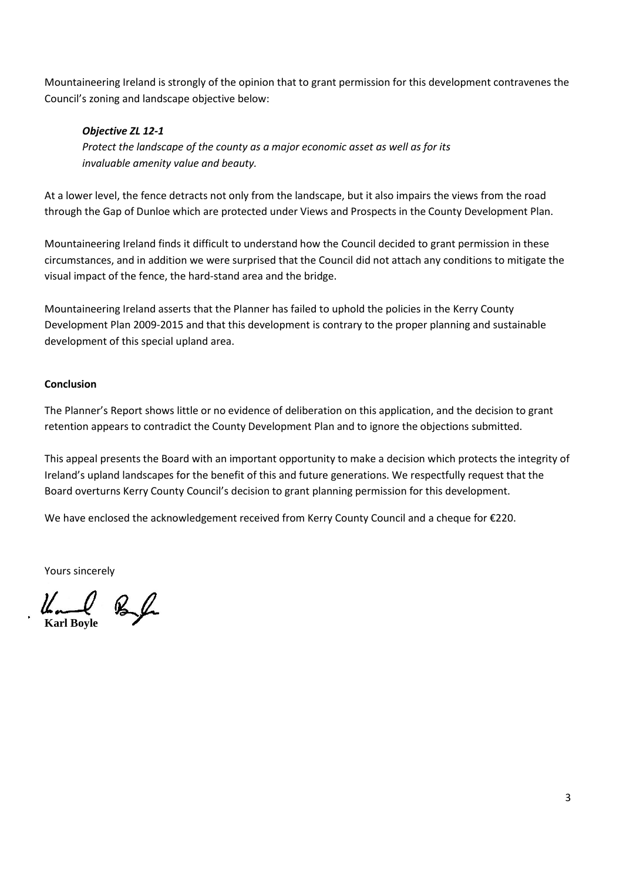Mountaineering Ireland is strongly of the opinion that to grant permission for this development contravenes the Council's zoning and landscape objective below:

> ***Objective ZL 12-1***
> *Protect the landscape of the county as a major economic asset as well as for its invaluable amenity value and beauty.*

At a lower level, the fence detracts not only from the landscape, but it also impairs the views from the road through the Gap of Dunloe which are protected under Views and Prospects in the County Development Plan.

Mountaineering Ireland finds it difficult to understand how the Council decided to grant permission in these circumstances, and in addition we were surprised that the Council did not attach any conditions to mitigate the visual impact of the fence, the hard-stand area and the bridge.

Mountaineering Ireland asserts that the Planner has failed to uphold the policies in the Kerry County Development Plan 2009-2015 and that this development is contrary to the proper planning and sustainable development of this special upland area.

**Conclusion**

The Planner's Report shows little or no evidence of deliberation on this application, and the decision to grant retention appears to contradict the County Development Plan and to ignore the objections submitted.

This appeal presents the Board with an important opportunity to make a decision which protects the integrity of Ireland's upland landscapes for the benefit of this and future generations. We respectfully request that the Board overturns Kerry County Council's decision to grant planning permission for this development.

We have enclosed the acknowledgement received from Kerry County Council and a cheque for €220.

Yours sincerely

**Karl Boyle**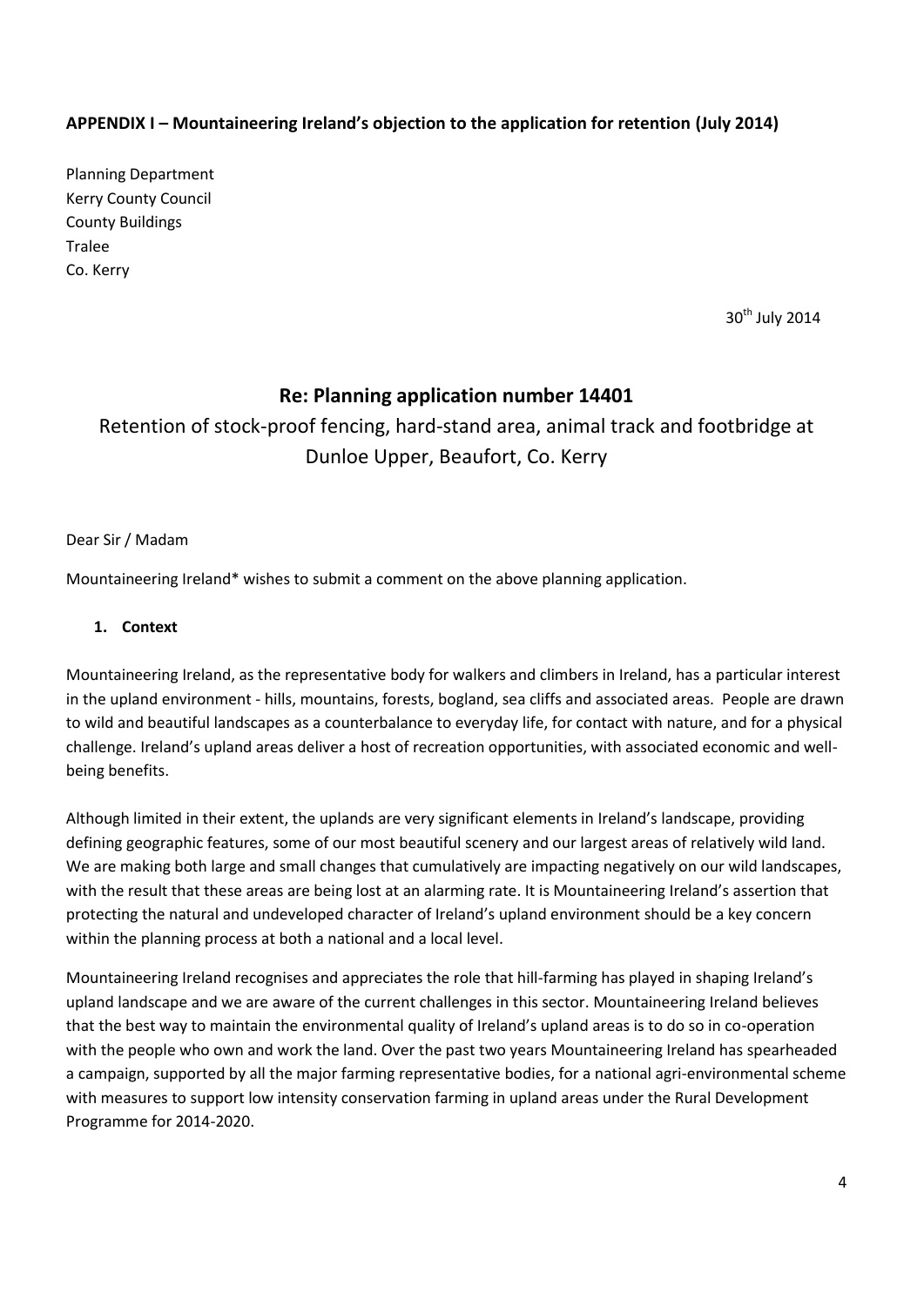**APPENDIX I – Mountaineering Ireland's objection to the application for retention (July 2014)**

Planning Department
Kerry County Council
County Buildings
Tralee
Co. Kerry

30th July 2014

## Re: Planning application number 14401

### Retention of stock-proof fencing, hard-stand area, animal track and footbridge at Dunloe Upper, Beaufort, Co. Kerry

Dear Sir / Madam

Mountaineering Ireland* wishes to submit a comment on the above planning application.

1. **Context**

Mountaineering Ireland, as the representative body for walkers and climbers in Ireland, has a particular interest in the upland environment - hills, mountains, forests, bogland, sea cliffs and associated areas. People are drawn to wild and beautiful landscapes as a counterbalance to everyday life, for contact with nature, and for a physical challenge. Ireland's upland areas deliver a host of recreation opportunities, with associated economic and well-being benefits.

Although limited in their extent, the uplands are very significant elements in Ireland's landscape, providing defining geographic features, some of our most beautiful scenery and our largest areas of relatively wild land. We are making both large and small changes that cumulatively are impacting negatively on our wild landscapes, with the result that these areas are being lost at an alarming rate. It is Mountaineering Ireland's assertion that protecting the natural and undeveloped character of Ireland's upland environment should be a key concern within the planning process at both a national and a local level.

Mountaineering Ireland recognises and appreciates the role that hill-farming has played in shaping Ireland's upland landscape and we are aware of the current challenges in this sector. Mountaineering Ireland believes that the best way to maintain the environmental quality of Ireland's upland areas is to do so in co-operation with the people who own and work the land. Over the past two years Mountaineering Ireland has spearheaded a campaign, supported by all the major farming representative bodies, for a national agri-environmental scheme with measures to support low intensity conservation farming in upland areas under the Rural Development Programme for 2014-2020.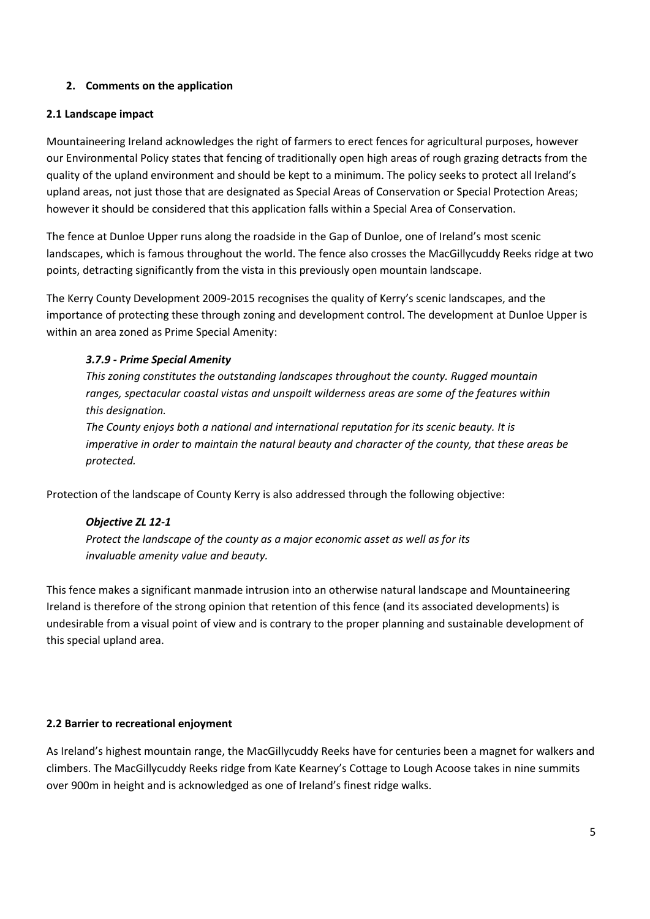## 2. Comments on the application

### 2.1 Landscape impact

Mountaineering Ireland acknowledges the right of farmers to erect fences for agricultural purposes, however our Environmental Policy states that fencing of traditionally open high areas of rough grazing detracts from the quality of the upland environment and should be kept to a minimum. The policy seeks to protect all Ireland's upland areas, not just those that are designated as Special Areas of Conservation or Special Protection Areas; however it should be considered that this application falls within a Special Area of Conservation.

The fence at Dunloe Upper runs along the roadside in the Gap of Dunloe, one of Ireland's most scenic landscapes, which is famous throughout the world. The fence also crosses the MacGillycuddy Reeks ridge at two points, detracting significantly from the vista in this previously open mountain landscape.

The Kerry County Development 2009-2015 recognises the quality of Kerry's scenic landscapes, and the importance of protecting these through zoning and development control. The development at Dunloe Upper is within an area zoned as Prime Special Amenity:

> ***3.7.9 - Prime Special Amenity***
>
> *This zoning constitutes the outstanding landscapes throughout the county. Rugged mountain ranges, spectacular coastal vistas and unspoilt wilderness areas are some of the features within this designation.*
>
> *The County enjoys both a national and international reputation for its scenic beauty. It is imperative in order to maintain the natural beauty and character of the county, that these areas be protected.*

Protection of the landscape of County Kerry is also addressed through the following objective:

> ***Objective ZL 12-1***
>
> *Protect the landscape of the county as a major economic asset as well as for its invaluable amenity value and beauty.*

This fence makes a significant manmade intrusion into an otherwise natural landscape and Mountaineering Ireland is therefore of the strong opinion that retention of this fence (and its associated developments) is undesirable from a visual point of view and is contrary to the proper planning and sustainable development of this special upland area.

### 2.2 Barrier to recreational enjoyment

As Ireland's highest mountain range, the MacGillycuddy Reeks have for centuries been a magnet for walkers and climbers. The MacGillycuddy Reeks ridge from Kate Kearney's Cottage to Lough Acoose takes in nine summits over 900m in height and is acknowledged as one of Ireland's finest ridge walks.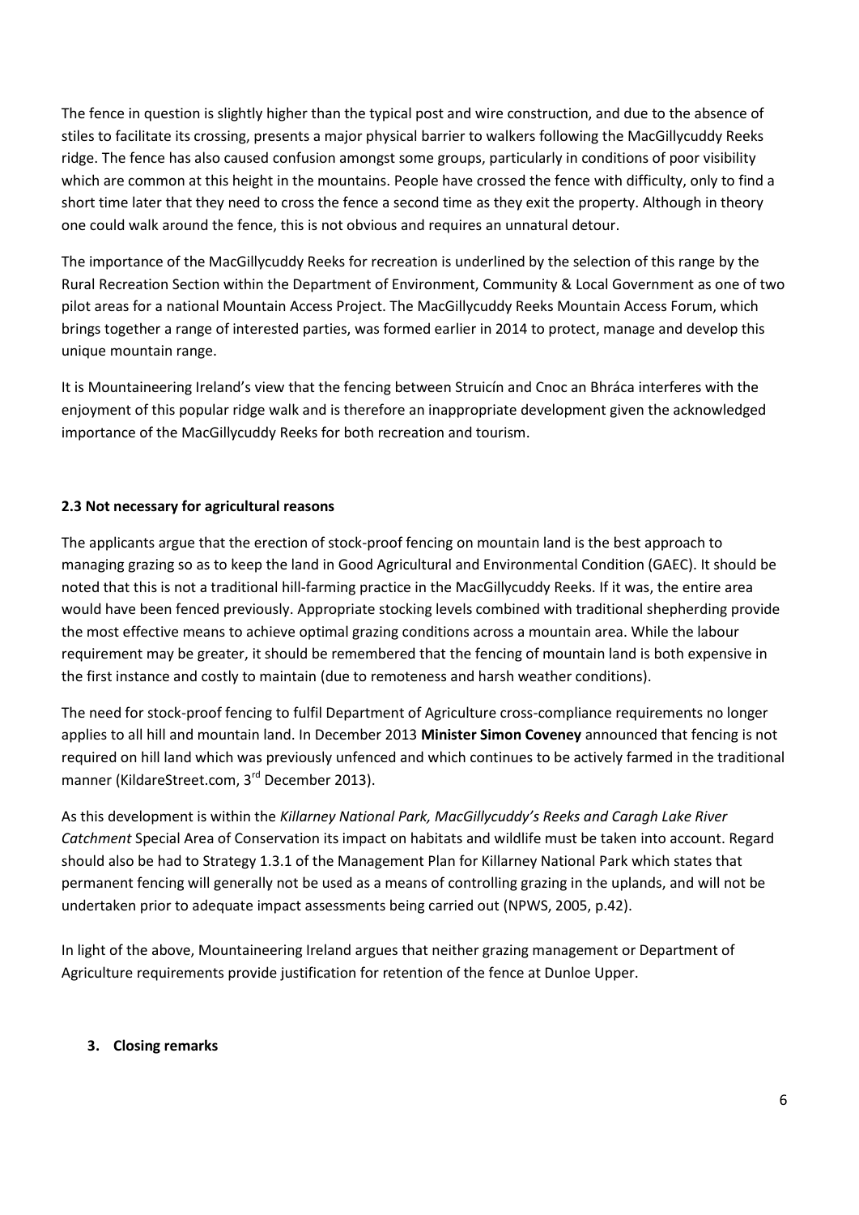The fence in question is slightly higher than the typical post and wire construction, and due to the absence of stiles to facilitate its crossing, presents a major physical barrier to walkers following the MacGillycuddy Reeks ridge. The fence has also caused confusion amongst some groups, particularly in conditions of poor visibility which are common at this height in the mountains. People have crossed the fence with difficulty, only to find a short time later that they need to cross the fence a second time as they exit the property. Although in theory one could walk around the fence, this is not obvious and requires an unnatural detour.

The importance of the MacGillycuddy Reeks for recreation is underlined by the selection of this range by the Rural Recreation Section within the Department of Environment, Community & Local Government as one of two pilot areas for a national Mountain Access Project. The MacGillycuddy Reeks Mountain Access Forum, which brings together a range of interested parties, was formed earlier in 2014 to protect, manage and develop this unique mountain range.

It is Mountaineering Ireland's view that the fencing between Struicín and Cnoc an Bhráca interferes with the enjoyment of this popular ridge walk and is therefore an inappropriate development given the acknowledged importance of the MacGillycuddy Reeks for both recreation and tourism.

### 2.3 Not necessary for agricultural reasons

The applicants argue that the erection of stock-proof fencing on mountain land is the best approach to managing grazing so as to keep the land in Good Agricultural and Environmental Condition (GAEC). It should be noted that this is not a traditional hill-farming practice in the MacGillycuddy Reeks. If it was, the entire area would have been fenced previously. Appropriate stocking levels combined with traditional shepherding provide the most effective means to achieve optimal grazing conditions across a mountain area. While the labour requirement may be greater, it should be remembered that the fencing of mountain land is both expensive in the first instance and costly to maintain (due to remoteness and harsh weather conditions).

The need for stock-proof fencing to fulfil Department of Agriculture cross-compliance requirements no longer applies to all hill and mountain land. In December 2013 **Minister Simon Coveney** announced that fencing is not required on hill land which was previously unfenced and which continues to be actively farmed in the traditional manner (KildareStreet.com, 3rd December 2013).

As this development is within the *Killarney National Park, MacGillycuddy's Reeks and Caragh Lake River Catchment* Special Area of Conservation its impact on habitats and wildlife must be taken into account. Regard should also be had to Strategy 1.3.1 of the Management Plan for Killarney National Park which states that permanent fencing will generally not be used as a means of controlling grazing in the uplands, and will not be undertaken prior to adequate impact assessments being carried out (NPWS, 2005, p.42).

In light of the above, Mountaineering Ireland argues that neither grazing management or Department of Agriculture requirements provide justification for retention of the fence at Dunloe Upper.

## 3. Closing remarks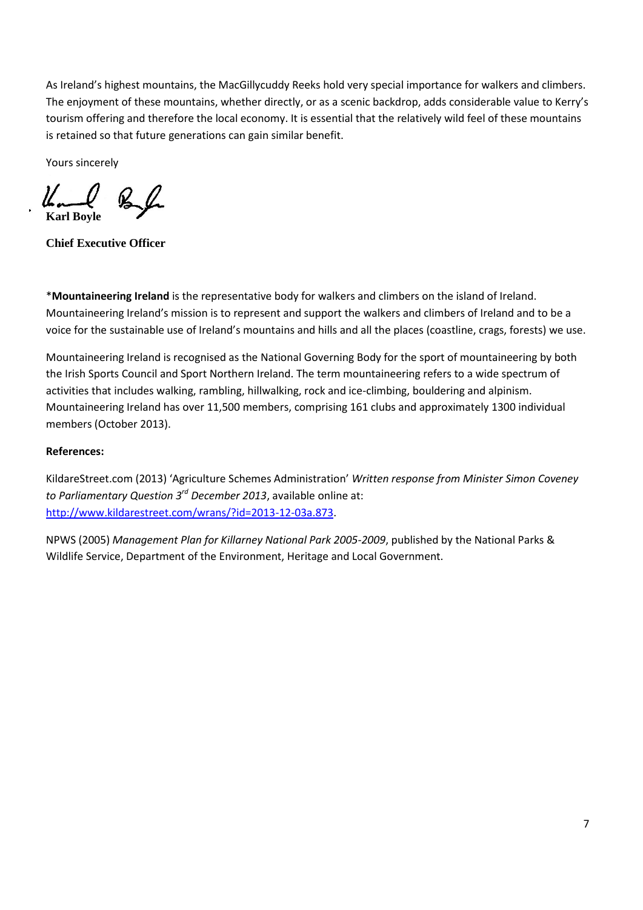As Ireland's highest mountains, the MacGillycuddy Reeks hold very special importance for walkers and climbers. The enjoyment of these mountains, whether directly, or as a scenic backdrop, adds considerable value to Kerry's tourism offering and therefore the local economy. It is essential that the relatively wild feel of these mountains is retained so that future generations can gain similar benefit.

Yours sincerely

**Karl Boyle**

**Chief Executive Officer**

*__Mountaineering Ireland__ is the representative body for walkers and climbers on the island of Ireland. Mountaineering Ireland's mission is to represent and support the walkers and climbers of Ireland and to be a voice for the sustainable use of Ireland's mountains and hills and all the places (coastline, crags, forests) we use.

Mountaineering Ireland is recognised as the National Governing Body for the sport of mountaineering by both the Irish Sports Council and Sport Northern Ireland. The term mountaineering refers to a wide spectrum of activities that includes walking, rambling, hillwalking, rock and ice-climbing, bouldering and alpinism. Mountaineering Ireland has over 11,500 members, comprising 161 clubs and approximately 1300 individual members (October 2013).

**References:**

KildareStreet.com (2013) 'Agriculture Schemes Administration' *Written response from Minister Simon Coveney to Parliamentary Question 3rd December 2013*, available online at: http://www.kildarestreet.com/wrans/?id=2013-12-03a.873.

NPWS (2005) *Management Plan for Killarney National Park 2005-2009*, published by the National Parks & Wildlife Service, Department of the Environment, Heritage and Local Government.